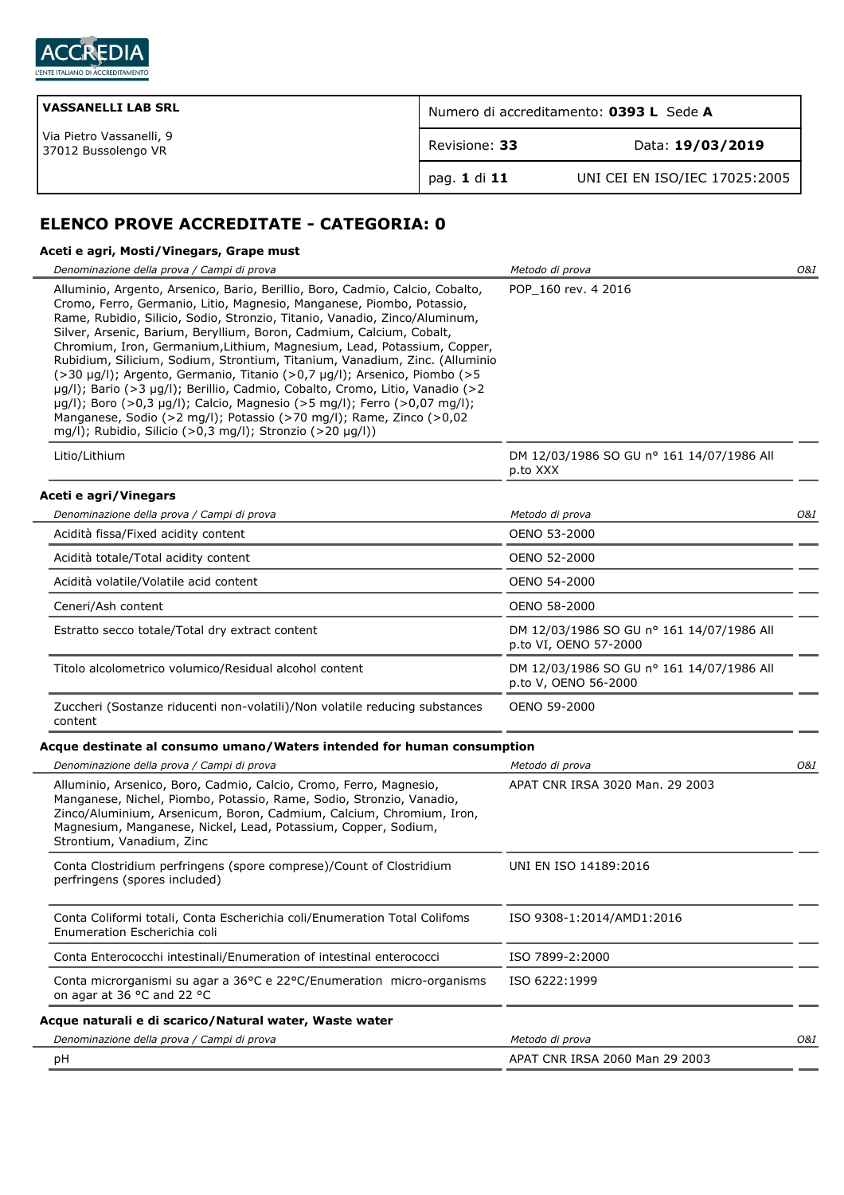ACCREDIA L'ENTE ITALIANO DI ACCREDITAMENTO

| VASSANELLI LAB SRL | Numero di accreditamento: **0393 L** Sede **A** | |
|---|---|---|
| Via Pietro Vassanelli, 9<br>37012 Bussolengo VR | Revisione: **33** | Data: **19/03/2019** |
| | pag. **1** di **11** | UNI CEI EN ISO/IEC 17025:2005 |

## ELENCO PROVE ACCREDITATE - CATEGORIA: 0

### Aceti e agri, Mosti/Vinegars, Grape must

| *Denominazione della prova / Campi di prova* | *Metodo di prova* | *O&I* |
|---|---|---|
| Alluminio, Argento, Arsenico, Bario, Berillio, Boro, Cadmio, Calcio, Cobalto, Cromo, Ferro, Germanio, Litio, Magnesio, Manganese, Piombo, Potassio, Rame, Rubidio, Silicio, Sodio, Stronzio, Titanio, Vanadio, Zinco/Aluminum, Silver, Arsenic, Barium, Beryllium, Boron, Cadmium, Calcium, Cobalt, Chromium, Iron, Germanium,Lithium, Magnesium, Lead, Potassium, Copper, Rubidium, Silicium, Sodium, Strontium, Titanium, Vanadium, Zinc. (Alluminio (>30 µg/l); Argento, Germanio, Titanio (>0,7 µg/l); Arsenico, Piombo (>5 µg/l); Bario (>3 µg/l); Berillio, Cadmio, Cobalto, Cromo, Litio, Vanadio (>2 µg/l); Boro (>0,3 µg/l); Calcio, Magnesio (>5 mg/l); Ferro (>0,07 mg/l); Manganese, Sodio (>2 mg/l); Potassio (>70 mg/l); Rame, Zinco (>0,02 mg/l); Rubidio, Silicio (>0,3 mg/l); Stronzio (>20 µg/l)) | POP_160 rev. 4 2016 | |
| Litio/Lithium | DM 12/03/1986 SO GU n° 161 14/07/1986 All p.to XXX | |

### Aceti e agri/Vinegars

| *Denominazione della prova / Campi di prova* | *Metodo di prova* | *O&I* |
|---|---|---|
| Acidità fissa/Fixed acidity content | OENO 53-2000 | |
| Acidità totale/Total acidity content | OENO 52-2000 | |
| Acidità volatile/Volatile acid content | OENO 54-2000 | |
| Ceneri/Ash content | OENO 58-2000 | |
| Estratto secco totale/Total dry extract content | DM 12/03/1986 SO GU n° 161 14/07/1986 All p.to VI, OENO 57-2000 | |
| Titolo alcolometrico volumico/Residual alcohol content | DM 12/03/1986 SO GU n° 161 14/07/1986 All p.to V, OENO 56-2000 | |
| Zuccheri (Sostanze riducenti non-volatili)/Non volatile reducing substances content | OENO 59-2000 | |

### Acque destinate al consumo umano/Waters intended for human consumption

| *Denominazione della prova / Campi di prova* | *Metodo di prova* | *O&I* |
|---|---|---|
| Alluminio, Arsenico, Boro, Cadmio, Calcio, Cromo, Ferro, Magnesio, Manganese, Nichel, Piombo, Potassio, Rame, Sodio, Stronzio, Vanadio, Zinco/Aluminium, Arsenicum, Boron, Cadmium, Calcium, Chromium, Iron, Magnesium, Manganese, Nickel, Lead, Potassium, Copper, Sodium, Strontium, Vanadium, Zinc | APAT CNR IRSA 3020 Man. 29 2003 | |
| Conta Clostridium perfringens (spore comprese)/Count of Clostridium perfringens (spores included) | UNI EN ISO 14189:2016 | |
| Conta Coliformi totali, Conta Escherichia coli/Enumeration Total Colifoms Enumeration Escherichia coli | ISO 9308-1:2014/AMD1:2016 | |
| Conta Enterococchi intestinali/Enumeration of intestinal enterococci | ISO 7899-2:2000 | |
| Conta microrganismi su agar a 36°C e 22°C/Enumeration micro-organisms on agar at 36 °C and 22 °C | ISO 6222:1999 | |

### Acque naturali e di scarico/Natural water, Waste water

| *Denominazione della prova / Campi di prova* | *Metodo di prova* | *O&I* |
|---|---|---|
| pH | APAT CNR IRSA 2060 Man 29 2003 | |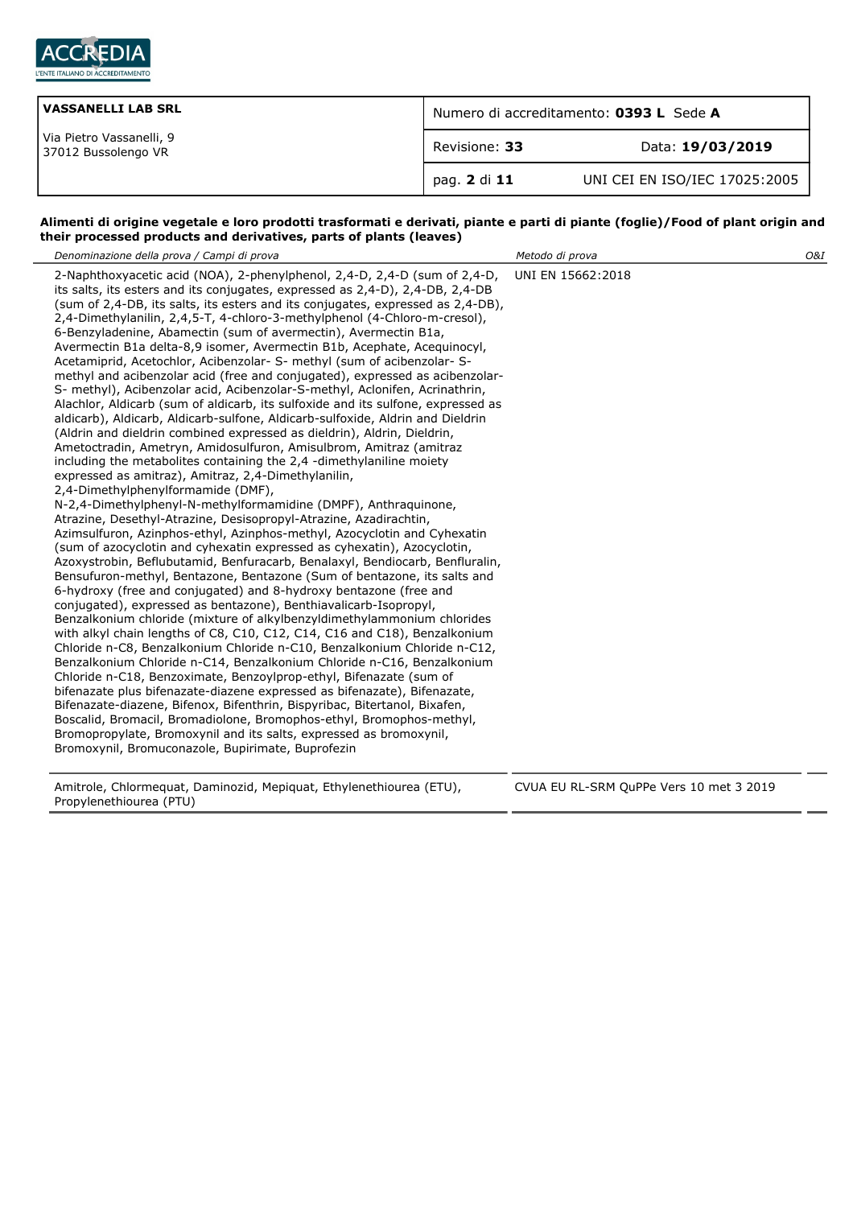| VASSANELLI LAB SRL | Numero di accreditamento: **0393 L** Sede **A** | |
|---|---|---|
| Via Pietro Vassanelli, 9<br>37012 Bussolengo VR | Revisione: **33** | Data: **19/03/2019** |
| | | UNI CEI EN ISO/IEC 17025:2005 |

**Alimenti di origine vegetale e loro prodotti trasformati e derivati, piante e parti di piante (foglie)/Food of plant origin and their processed products and derivatives, parts of plants (leaves)**

| *Denominazione della prova / Campi di prova* | *Metodo di prova* | *O&I* |
|---|---|---|
| 2-Naphthoxyacetic acid (NOA), 2-phenylphenol, 2,4-D, 2,4-D (sum of 2,4-D, its salts, its esters and its conjugates, expressed as 2,4-D), 2,4-DB, 2,4-DB (sum of 2,4-DB, its salts, its esters and its conjugates, expressed as 2,4-DB), 2,4-Dimethylanilin, 2,4,5-T, 4-chloro-3-methylphenol (4-Chloro-m-cresol), 6-Benzyladenine, Abamectin (sum of avermectin), Avermectin B1a, Avermectin B1a delta-8,9 isomer, Avermectin B1b, Acephate, Acequinocyl, Acetamiprid, Acetochlor, Acibenzolar- S- methyl (sum of acibenzolar- S- methyl and acibenzolar acid (free and conjugated), expressed as acibenzolar- S- methyl), Acibenzolar acid, Acibenzolar-S-methyl, Aclonifen, Acrinathrin, Alachlor, Aldicarb (sum of aldicarb, its sulfoxide and its sulfone, expressed as aldicarb), Aldicarb, Aldicarb-sulfone, Aldicarb-sulfoxide, Aldrin and Dieldrin (Aldrin and dieldrin combined expressed as dieldrin), Aldrin, Dieldrin, Ametoctradin, Ametryn, Amidosulfuron, Amisulbrom, Amitraz (amitraz including the metabolites containing the 2,4 -dimethylaniline moiety expressed as amitraz), Amitraz, 2,4-Dimethylanilin, 2,4-Dimethylphenylformamide (DMF), N-2,4-Dimethylphenyl-N-methylformamidine (DMPF), Anthraquinone, Atrazine, Desethyl-Atrazine, Desisopropyl-Atrazine, Azadirachtin, Azimsulfuron, Azinphos-ethyl, Azinphos-methyl, Azocyclotin and Cyhexatin (sum of azocyclotin and cyhexatin expressed as cyhexatin), Azocyclotin, Azoxystrobin, Beflubutamid, Benfuracarb, Benalaxyl, Bendiocarb, Benfluralin, Bensufuron-methyl, Bentazone, Bentazone (Sum of bentazone, its salts and 6-hydroxy (free and conjugated) and 8-hydroxy bentazone (free and conjugated), expressed as bentazone), Benthiavalicarb-Isopropyl, Benzalkonium chloride (mixture of alkylbenzyldimethylammonium chlorides with alkyl chain lengths of C8, C10, C12, C14, C16 and C18), Benzalkonium Chloride n-C8, Benzalkonium Chloride n-C10, Benzalkonium Chloride n-C12, Benzalkonium Chloride n-C14, Benzalkonium Chloride n-C16, Benzalkonium Chloride n-C18, Benzoximate, Benzoylprop-ethyl, Bifenazate (sum of bifenazate plus bifenazate-diazene expressed as bifenazate), Bifenazate, Bifenazate-diazene, Bifenox, Bifenthrin, Bispyribac, Bitertanol, Bixafen, Boscalid, Bromacil, Bromadiolone, Bromophos-ethyl, Bromophos-methyl, Bromopropylate, Bromoxynil and its salts, expressed as bromoxynil, Bromoxynil, Bromuconazole, Bupirimate, Buprofezin | UNI EN 15662:2018 | |
| Amitrole, Chlormequat, Daminozid, Mepiquat, Ethylenethiourea (ETU), Propylenethiourea (PTU) | CVUA EU RL-SRM QuPPe Vers 10 met 3 2019 | |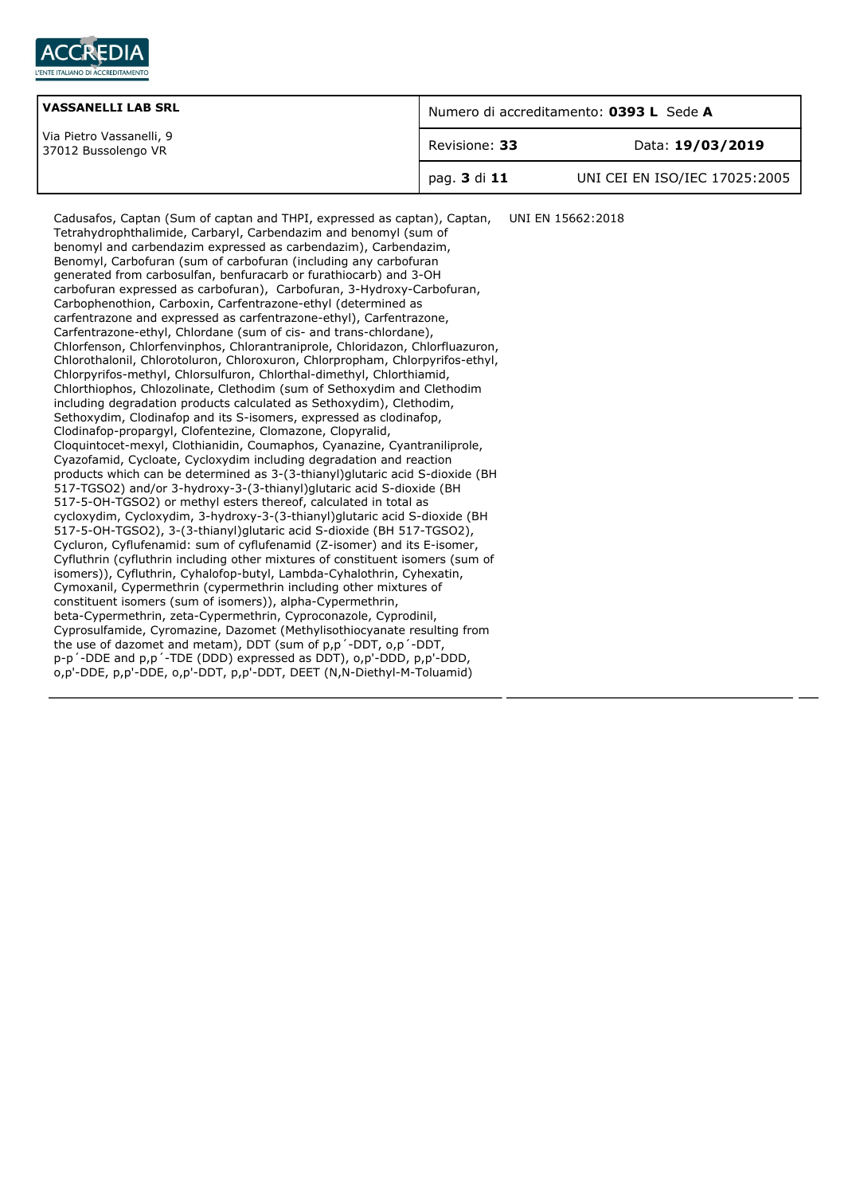| | |
|---|---|
| Cadusafos, Captan (Sum of captan and THPI, expressed as captan), Captan, Tetrahydrophthalimide, Carbaryl, Carbendazim and benomyl (sum of benomyl and carbendazim expressed as carbendazim), Carbendazim, Benomyl, Carbofuran (sum of carbofuran (including any carbofuran generated from carbosulfan, benfuracarb or furathiocarb) and 3-OH carbofuran expressed as carbofuran), Carbofuran, 3-Hydroxy-Carbofuran, Carbophenothion, Carboxin, Carfentrazone-ethyl (determined as carfentrazone and expressed as carfentrazone-ethyl), Carfentrazone, Carfentrazone-ethyl, Chlordane (sum of cis- and trans-chlordane), Chlorfenson, Chlorfenvinphos, Chlorantraniprole, Chloridazon, Chlorfluazuron, Chlorothalonil, Chlorotoluron, Chloroxuron, Chlorpropham, Chlorpyrifos-ethyl, Chlorpyrifos-methyl, Chlorsulfuron, Chlorthal-dimethyl, Chlorthiamid, Chlorthiophos, Chlozolinate, Clethodim (sum of Sethoxydim and Clethodim including degradation products calculated as Sethoxydim), Clethodim, Sethoxydim, Clodinafop and its S-isomers, expressed as clodinafop, Clodinafop-propargyl, Clofentezine, Clomazone, Clopyralid, Cloquintocet-mexyl, Clothianidin, Coumaphos, Cyanazine, Cyantraniliprole, Cyazofamid, Cycloate, Cycloxydim including degradation and reaction products which can be determined as 3-(3-thianyl)glutaric acid S-dioxide (BH 517-TGSO2) and/or 3-hydroxy-3-(3-thianyl)glutaric acid S-dioxide (BH 517-5-OH-TGSO2) or methyl esters thereof, calculated in total as cycloxydim, Cycloxydim, 3-hydroxy-3-(3-thianyl)glutaric acid S-dioxide (BH 517-5-OH-TGSO2), 3-(3-thianyl)glutaric acid S-dioxide (BH 517-TGSO2), Cycluron, Cyflufenamid: sum of cyflufenamid (Z-isomer) and its E-isomer, Cyfluthrin (cyfluthrin including other mixtures of constituent isomers (sum of isomers)), Cyfluthrin, Cyhalofop-butyl, Lambda-Cyhalothrin, Cyhexatin, Cymoxanil, Cypermethrin (cypermethrin including other mixtures of constituent isomers (sum of isomers)), alpha-Cypermethrin, beta-Cypermethrin, zeta-Cypermethrin, Cyproconazole, Cyprodinil, Cyprosulfamide, Cyromazine, Dazomet (Methylisothiocyanate resulting from the use of dazomet and metam), DDT (sum of p,p´-DDT, o,p´-DDT, p-p´-DDE and p,p´-TDE (DDD) expressed as DDT), o,p'-DDD, p,p'-DDD, o,p'-DDE, p,p'-DDE, o,p'-DDT, p,p'-DDT, DEET (N,N-Diethyl-M-Toluamid) | UNI EN 15662:2018 |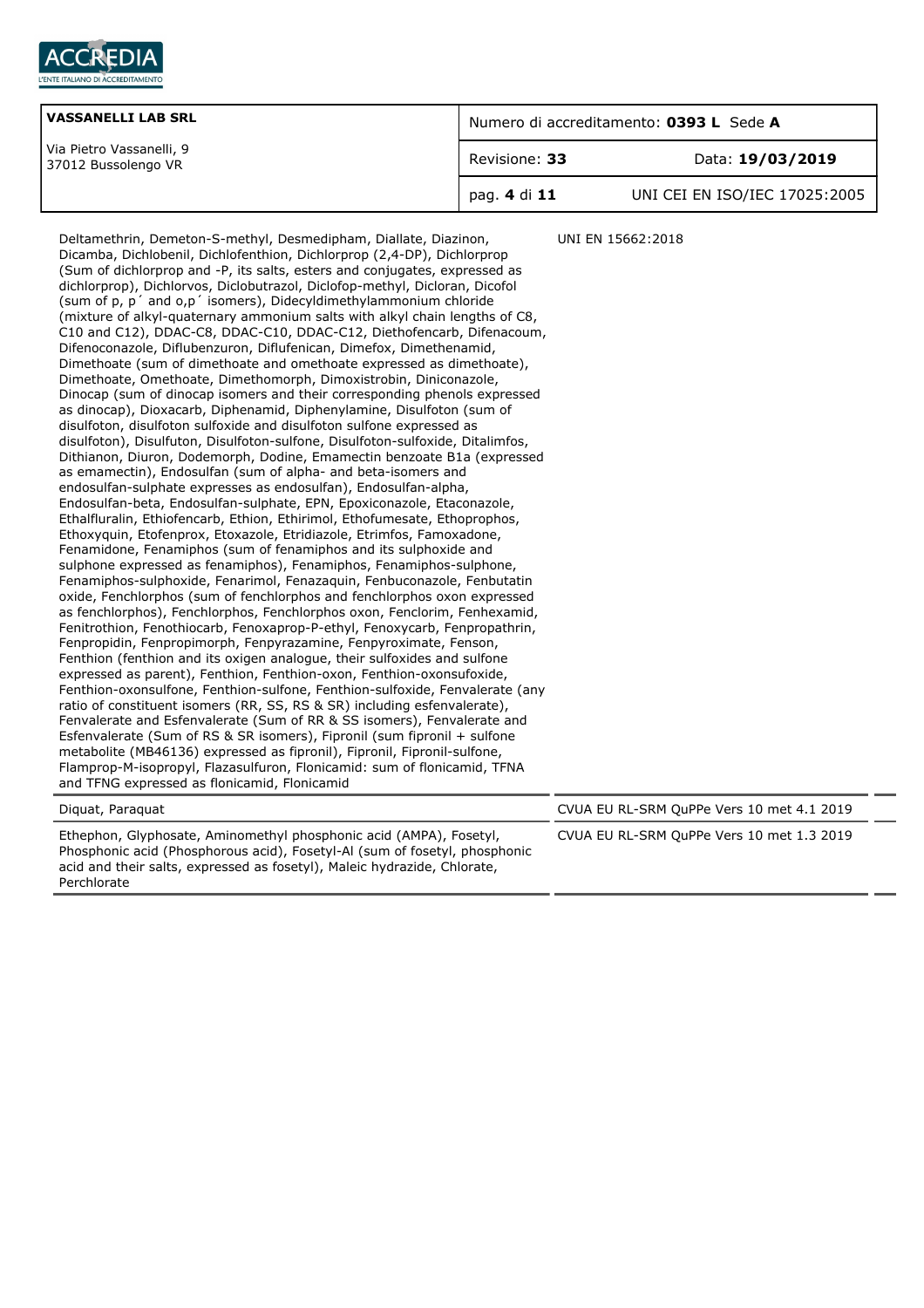| VASSANELLI LAB SRL<br>Via Pietro Vassanelli, 9<br>37012 Bussolengo VR | Numero di accreditamento: **0393 L** Sede **A** | |
|---|---|---|
| | Revisione: **33** | Data: **19/03/2019** |
| | pag. **4** di **11** | UNI CEI EN ISO/IEC 17025:2005 |

| | |
|---|---|
| Deltamethrin, Demeton-S-methyl, Desmedipham, Diallate, Diazinon, Dicamba, Dichlobenil, Dichlofenthion, Dichlorprop (2,4-DP), Dichlorprop (Sum of dichlorprop and -P, its salts, esters and conjugates, expressed as dichlorprop), Dichlorvos, Diclobutrazol, Diclofop-methyl, Dicloran, Dicofol (sum of p, p´ and o,p´ isomers), Didecyldimethylammonium chloride (mixture of alkyl-quaternary ammonium salts with alkyl chain lengths of C8, C10 and C12), DDAC-C8, DDAC-C10, DDAC-C12, Diethofencarb, Difenacoum, Difenoconazole, Diflubenzuron, Diflufenican, Dimefox, Dimethenamid, Dimethoate (sum of dimethoate and omethoate expressed as dimethoate), Dimethoate, Omethoate, Dimethomorph, Dimoxistrobin, Diniconazole, Dinocap (sum of dinocap isomers and their corresponding phenols expressed as dinocap), Dioxacarb, Diphenamid, Diphenylamine, Disulfoton (sum of disulfoton, disulfoton sulfoxide and disulfoton sulfone expressed as disulfoton), Disulfuton, Disulfoton-sulfone, Disulfoton-sulfoxide, Ditalimfos, Dithianon, Diuron, Dodemorph, Dodine, Emamectin benzoate B1a (expressed as emamectin), Endosulfan (sum of alpha- and beta-isomers and endosulfan-sulphate expresses as endosulfan), Endosulfan-alpha, Endosulfan-beta, Endosulfan-sulphate, EPN, Epoxiconazole, Etaconazole, Ethalfluralin, Ethiofencarb, Ethion, Ethirimol, Ethofumesate, Ethoprophos, Ethoxyquin, Etofenprox, Etoxazole, Etridiazole, Etrimfos, Famoxadone, Fenamidone, Fenamiphos (sum of fenamiphos and its sulphoxide and sulphone expressed as fenamiphos), Fenamiphos, Fenamiphos-sulphone, Fenamiphos-sulphoxide, Fenarimol, Fenazaquin, Fenbuconazole, Fenbutatin oxide, Fenchlorphos (sum of fenchlorphos and fenchlorphos oxon expressed as fenchlorphos), Fenchlorphos, Fenchlorphos oxon, Fenclorim, Fenhexamid, Fenitrothion, Fenothiocarb, Fenoxaprop-P-ethyl, Fenoxycarb, Fenpropathrin, Fenpropidin, Fenpropimorph, Fenpyrazamine, Fenpyroximate, Fenson, Fenthion (fenthion and its oxigen analogue, their sulfoxides and sulfone expressed as parent), Fenthion, Fenthion-oxon, Fenthion-oxonsufoxide, Fenthion-oxonsulfone, Fenthion-sulfone, Fenthion-sulfoxide, Fenvalerate (any ratio of constituent isomers (RR, SS, RS & SR) including esfenvalerate), Fenvalerate and Esfenvalerate (Sum of RR & SS isomers), Fenvalerate and Esfenvalerate (Sum of RS & SR isomers), Fipronil (sum fipronil + sulfone metabolite (MB46136) expressed as fipronil), Fipronil, Fipronil-sulfone, Flamprop-M-isopropyl, Flazasulfuron, Flonicamid: sum of flonicamid, TFNA and TFNG expressed as flonicamid, Flonicamid | UNI EN 15662:2018 |
| Diquat, Paraquat | CVUA EU RL-SRM QuPPe Vers 10 met 4.1 2019 |
| Ethephon, Glyphosate, Aminomethyl phosphonic acid (AMPA), Fosetyl, Phosphonic acid (Phosphorous acid), Fosetyl-Al (sum of fosetyl, phosphonic acid and their salts, expressed as fosetyl), Maleic hydrazide, Chlorate, Perchlorate | CVUA EU RL-SRM QuPPe Vers 10 met 1.3 2019 |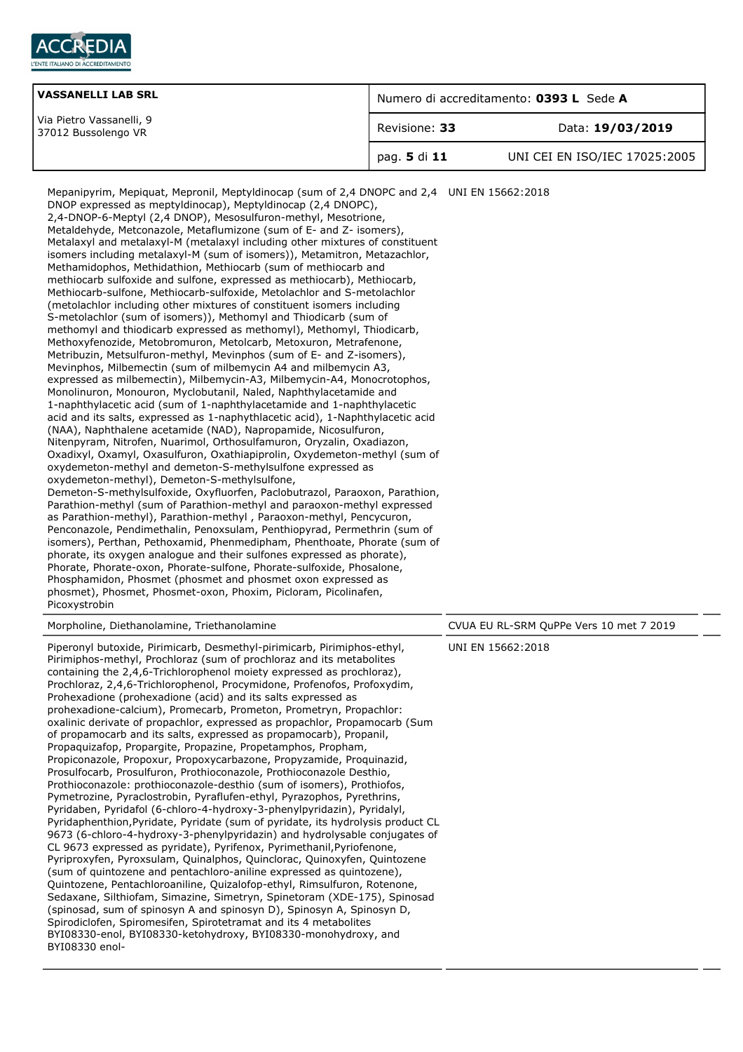| | |
|---|---|
| Mepanipyrim, Mepiquat, Mepronil, Meptyldinocap (sum of 2,4 DNOPC and 2,4 DNOP expressed as meptyldinocap), Meptyldinocap (2,4 DNOPC), 2,4-DNOP-6-Meptyl (2,4 DNOP), Mesosulfuron-methyl, Mesotrione, Metaldehyde, Metconazole, Metaflumizone (sum of E- and Z- isomers), Metalaxyl and metalaxyl-M (metalaxyl including other mixtures of constituent isomers including metalaxyl-M (sum of isomers)), Metamitron, Metazachlor, Methamidophos, Methidathion, Methiocarb (sum of methiocarb and methiocarb sulfoxide and sulfone, expressed as methiocarb), Methiocarb, Methiocarb-sulfone, Methiocarb-sulfoxide, Metolachlor and S-metolachlor (metolachlor including other mixtures of constituent isomers including S-metolachlor (sum of isomers)), Methomyl and Thiodicarb (sum of methomyl and thiodicarb expressed as methomyl), Methomyl, Thiodicarb, Methoxyfenozide, Metobromuron, Metolcarb, Metoxuron, Metrafenone, Metribuzin, Metsulfuron-methyl, Mevinphos (sum of E- and Z-isomers), Mevinphos, Milbemectin (sum of milbemycin A4 and milbemycin A3, expressed as milbemectin), Milbemycin-A3, Milbemycin-A4, Monocrotophos, Monolinuron, Monouron, Myclobutanil, Naled, Naphthylacetamide and 1-naphthylacetic acid (sum of 1-naphthylacetamide and 1-naphthylacetic acid and its salts, expressed as 1-naphythlacetic acid), 1-Naphthylacetic acid (NAA), Naphthalene acetamide (NAD), Napropamide, Nicosulfuron, Nitenpyram, Nitrofen, Nuarimol, Orthosulfamuron, Oryzalin, Oxadiazon, Oxadixyl, Oxamyl, Oxasulfuron, Oxathiapiprolin, Oxydemeton-methyl (sum of oxydemeton-methyl and demeton-S-methylsulfone expressed as oxydemeton-methyl), Demeton-S-methylsulfone, Demeton-S-methylsulfoxide, Oxyfluorfen, Paclobutrazol, Paraoxon, Parathion, Parathion-methyl (sum of Parathion-methyl and paraoxon-methyl expressed as Parathion-methyl), Parathion-methyl , Paraoxon-methyl, Pencycuron, Penconazole, Pendimethalin, Penoxsulam, Penthiopyrad, Permethrin (sum of isomers), Perthan, Pethoxamid, Phenmedipham, Phenthoate, Phorate (sum of phorate, its oxygen analogue and their sulfones expressed as phorate), Phorate, Phorate-oxon, Phorate-sulfone, Phorate-sulfoxide, Phosalone, Phosphamidon, Phosmet (phosmet and phosmet oxon expressed as phosmet), Phosmet, Phosmet-oxon, Phoxim, Picloram, Picolinafen, Picoxystrobin | UNI EN 15662:2018 |
| Morpholine, Diethanolamine, Triethanolamine | CVUA EU RL-SRM QuPPe Vers 10 met 7 2019 |
| Piperonyl butoxide, Pirimicarb, Desmethyl-pirimicarb, Pirimiphos-ethyl, Pirimiphos-methyl, Prochloraz (sum of prochloraz and its metabolites containing the 2,4,6-Trichlorophenol moiety expressed as prochloraz), Prochloraz, 2,4,6-Trichlorophenol, Procymidone, Profenofos, Profoxydim, Prohexadione (prohexadione (acid) and its salts expressed as prohexadione-calcium), Promecarb, Prometon, Prometryn, Propachlor: oxalinic derivate of propachlor, expressed as propachlor, Propamocarb (Sum of propamocarb and its salts, expressed as propamocarb), Propanil, Propaquizafop, Propargite, Propazine, Propetamphos, Propham, Propiconazole, Propoxur, Propoxycarbazone, Propyzamide, Proquinazid, Prosulfocarb, Prosulfuron, Prothioconazole, Prothioconazole Desthio, Prothioconazole: prothioconazole-desthio (sum of isomers), Prothiofos, Pymetrozine, Pyraclostrobin, Pyraflufen-ethyl, Pyrazophos, Pyrethrins, Pyridaben, Pyridafol (6-chloro-4-hydroxy-3-phenylpyridazin), Pyridalyl, Pyridaphenthion,Pyridate, Pyridate (sum of pyridate, its hydrolysis product CL 9673 (6-chloro-4-hydroxy-3-phenylpyridazin) and hydrolysable conjugates of CL 9673 expressed as pyridate), Pyrifenox, Pyrimethanil,Pyriofenone, Pyriproxyfen, Pyroxsulam, Quinalphos, Quinclorac, Quinoxyfen, Quintozene (sum of quintozene and pentachloro-aniline expressed as quintozene), Quintozene, Pentachloroaniline, Quizalofop-ethyl, Rimsulfuron, Rotenone, Sedaxane, Silthiofam, Simazine, Simetryn, Spinetoram (XDE-175), Spinosad (spinosad, sum of spinosyn A and spinosyn D), Spinosyn A, Spinosyn D, Spirodiclofen, Spiromesifen, Spirotetramat and its 4 metabolites BYI08330-enol, BYI08330-ketohydroxy, BYI08330-monohydroxy, and BYI08330 enol- | UNI EN 15662:2018 |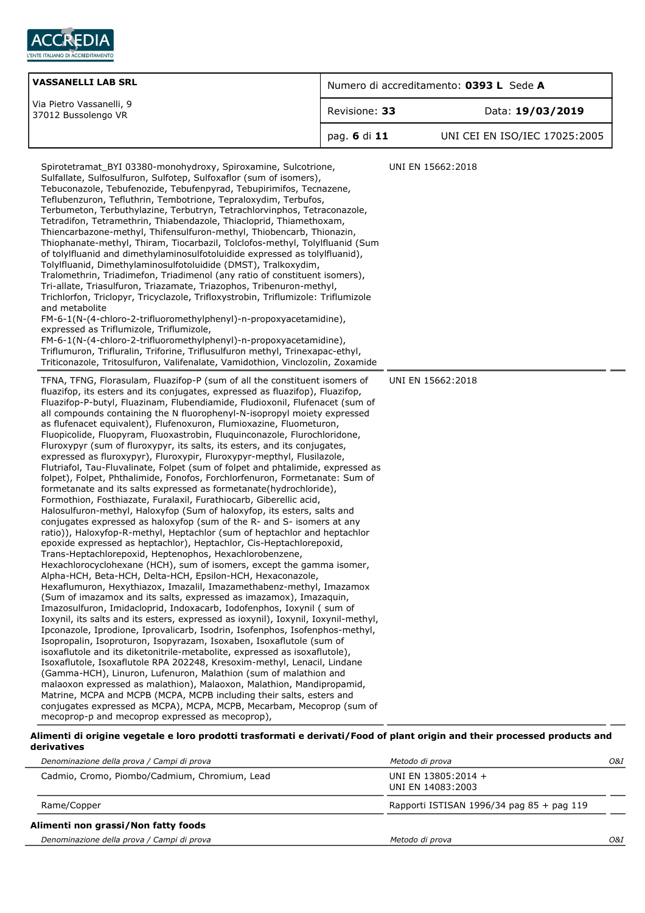**VASSANELLI LAB SRL**

Via Pietro Vassanelli, 9
37012 Bussolengo VR

Numero di accreditamento: **0393 L** Sede **A**

Revisione: **33** Data: **19/03/2019**

UNI CEI EN ISO/IEC 17025:2005

| | | |
|---|---|---|
| Spirotetramat_BYI 03380-monohydroxy, Spiroxamine, Sulcotrione, Sulfallate, Sulfosulfuron, Sulfotep, Sulfoxaflor (sum of isomers), Tebuconazole, Tebufenozide, Tebufenpyrad, Tebupirimifos, Tecnazene, Teflubenzuron, Tefluthrin, Tembotrione, Tepraloxydim, Terbufos, Terbumeton, Terbuthylazine, Terbutryn, Tetrachlorvinphos, Tetraconazole, Tetradifon, Tetramethrin, Thiabendazole, Thiacloprid, Thiamethoxam, Thiencarbazone-methyl, Thifensulfuron-methyl, Thiobencarb, Thionazin, Thiophanate-methyl, Thiram, Tiocarbazil, Tolclofos-methyl, Tolylfluanid (Sum of tolylfluanid and dimethylaminosulfotoluidide expressed as tolylfluanid), Tolylfluanid, Dimethylaminosulfotoluidide (DMST), Tralkoxydim, Tralomethrin, Triadimefon, Triadimenol (any ratio of constituent isomers), Tri-allate, Triasulfuron, Triazamate, Triazophos, Tribenuron-methyl, Trichlorfon, Triclopyr, Tricyclazole, Trifloxystrobin, Triflumizole: Triflumizole and metabolite FM-6-1(N-(4-chloro-2-trifluoromethylphenyl)-n-propoxyacetamidine), expressed as Triflumizole, Triflumizole, FM-6-1(N-(4-chloro-2-trifluoromethylphenyl)-n-propoxyacetamidine), Triflumuron, Trifluralin, Triforine, Triflusulfuron methyl, Trinexapac-ethyl, Triticonazole, Tritosulfuron, Valifenalate, Vamidothion, Vinclozolin, Zoxamide | UNI EN 15662:2018 | |
| TFNA, TFNG, Florasulam, Fluazifop-P (sum of all the constituent isomers of fluazifop, its esters and its conjugates, expressed as fluazifop), Fluazifop, Fluazifop-P-butyl, Fluazinam, Flubendiamide, Fludioxonil, Flufenacet (sum of all compounds containing the N fluorophenyl-N-isopropyl moiety expressed as flufenacet equivalent), Flufenoxuron, Flumioxazine, Fluometuron, Fluopicolide, Fluopyram, Fluoxastrobin, Fluquinconazole, Flurochloridone, Fluroxypyr (sum of fluroxypyr, its salts, its esters, and its conjugates, expressed as fluroxypyr), Fluroxypir, Fluroxypyr-mepthyl, Flusilazole, Flutriafol, Tau-Fluvalinate, Folpet (sum of folpet and phtalimide, expressed as folpet), Folpet, Phthalimide, Fonofos, Forchlorfenuron, Formetanate: Sum of formetanate and its salts expressed as formetanate(hydrochloride), Formothion, Fosthiazate, Furalaxil, Furathiocarb, Giberellic acid, Halosulfuron-methyl, Haloxyfop (Sum of haloxyfop, its esters, salts and conjugates expressed as haloxyfop (sum of the R- and S- isomers at any ratio)), Haloxyfop-R-methyl, Heptachlor (sum of heptachlor and heptachlor epoxide expressed as heptachlor), Heptachlor, Cis-Heptachlorepoxid, Trans-Heptachlorepoxid, Heptenophos, Hexachlorobenzene, Hexachlorocyclohexane (HCH), sum of isomers, except the gamma isomer, Alpha-HCH, Beta-HCH, Delta-HCH, Epsilon-HCH, Hexaconazole, Hexaflumuron, Hexythiazox, Imazalil, Imazamethabenz-methyl, Imazamox (Sum of imazamox and its salts, expressed as imazamox), Imazaquin, Imazosulfuron, Imidacloprid, Indoxacarb, Iodofenphos, Ioxynil ( sum of Ioxynil, its salts and its esters, expressed as ioxynil), Ioxynil, Ioxynil-methyl, Ipconazole, Iprodione, Iprovalicarb, Isodrin, Isofenphos, Isofenphos-methyl, Isopropalin, Isoproturon, Isopyrazam, Isoxaben, Isoxaflutole (sum of isoxaflutole and its diketonitrile-metabolite, expressed as isoxaflutole), Isoxaflutole, Isoxaflutole RPA 202248, Kresoxim-methyl, Lenacil, Lindane (Gamma-HCH), Linuron, Lufenuron, Malathion (sum of malathion and malaoxon expressed as malathion), Malaoxon, Malathion, Mandipropamid, Matrine, MCPA and MCPB (MCPA, MCPB including their salts, esters and conjugates expressed as MCPA), MCPA, MCPB, Mecarbam, Mecoprop (sum of mecoprop-p and mecoprop expressed as mecoprop), | UNI EN 15662:2018 | |

**Alimenti di origine vegetale e loro prodotti trasformati e derivati/Food of plant origin and their processed products and derivatives**

| *Denominazione della prova / Campi di prova* | *Metodo di prova* | *O&I* |
|---|---|---|
| Cadmio, Cromo, Piombo/Cadmium, Chromium, Lead | UNI EN 13805:2014 + UNI EN 14083:2003 | |
| Rame/Copper | Rapporti ISTISAN 1996/34 pag 85 + pag 119 | |

**Alimenti non grassi/Non fatty foods**

| *Denominazione della prova / Campi di prova* | *Metodo di prova* | *O&I* |
|---|---|---|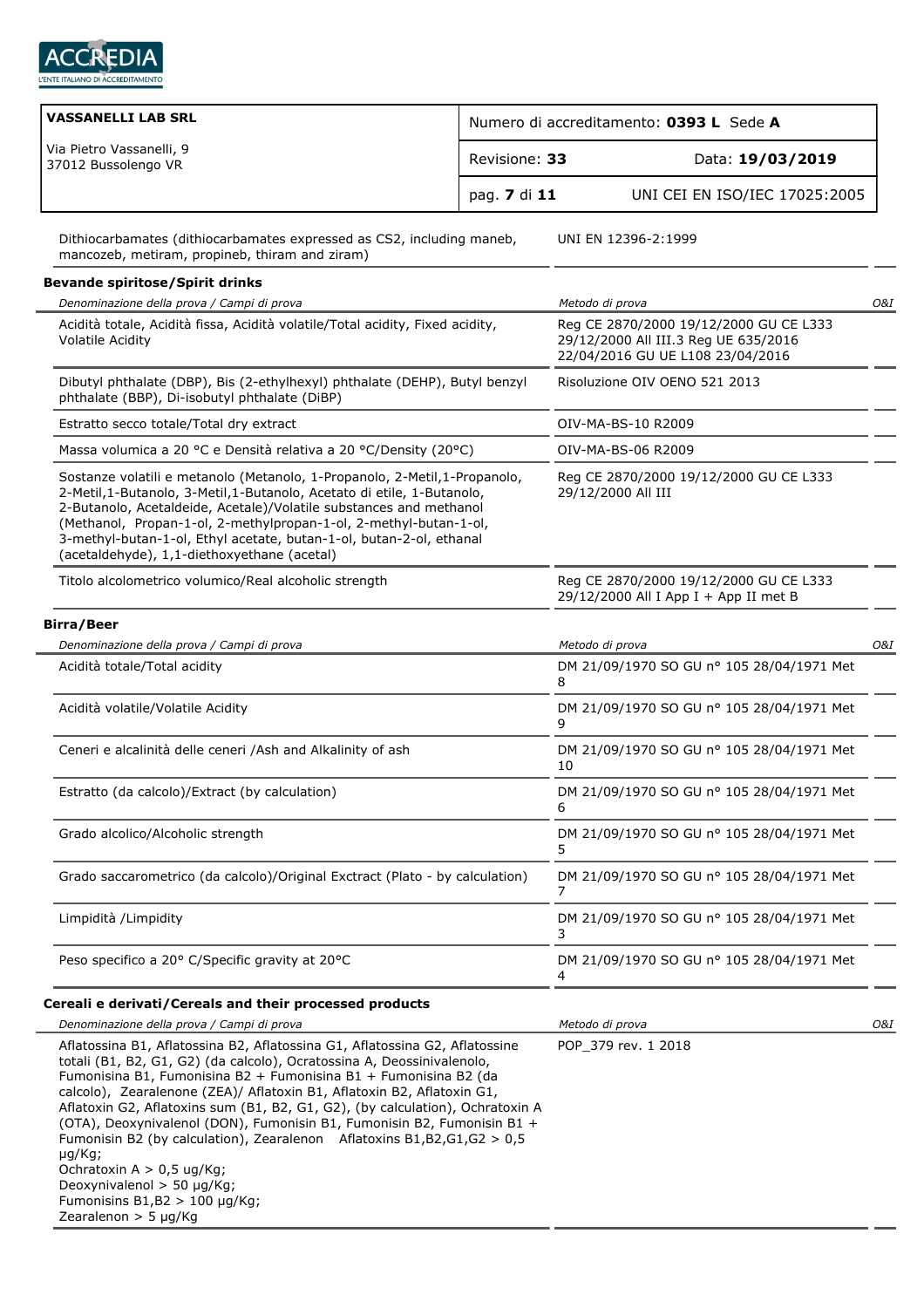| | | |
|---|---|---|
| Dithiocarbamates (dithiocarbamates expressed as CS2, including maneb, mancozeb, metiram, propineb, thiram and ziram) | UNI EN 12396-2:1999 | |

**Bevande spiritose/Spirit drinks**

| *Denominazione della prova / Campi di prova* | *Metodo di prova* | *O&I* |
|---|---|---|
| Acidità totale, Acidità fissa, Acidità volatile/Total acidity, Fixed acidity, Volatile Acidity | Reg CE 2870/2000 19/12/2000 GU CE L333 29/12/2000 All III.3 Reg UE 635/2016 22/04/2016 GU UE L108 23/04/2016 | |
| Dibutyl phthalate (DBP), Bis (2-ethylhexyl) phthalate (DEHP), Butyl benzyl phthalate (BBP), Di-isobutyl phthalate (DiBP) | Risoluzione OIV OENO 521 2013 | |
| Estratto secco totale/Total dry extract | OIV-MA-BS-10 R2009 | |
| Massa volumica a 20 °C e Densità relativa a 20 °C/Density (20°C) | OIV-MA-BS-06 R2009 | |
| Sostanze volatili e metanolo (Metanolo, 1-Propanolo, 2-Metil,1-Propanolo, 2-Metil,1-Butanolo, 3-Metil,1-Butanolo, Acetato di etile, 1-Butanolo, 2-Butanolo, Acetaldeide, Acetale)/Volatile substances and methanol (Methanol, Propan-1-ol, 2-methylpropan-1-ol, 2-methyl-butan-1-ol, 3-methyl-butan-1-ol, Ethyl acetate, butan-1-ol, butan-2-ol, ethanal (acetaldehyde), 1,1-diethoxyethane (acetal) | Reg CE 2870/2000 19/12/2000 GU CE L333 29/12/2000 All III | |
| Titolo alcolometrico volumico/Real alcoholic strength | Reg CE 2870/2000 19/12/2000 GU CE L333 29/12/2000 All I App I + App II met B | |

**Birra/Beer**

| *Denominazione della prova / Campi di prova* | *Metodo di prova* | *O&I* |
|---|---|---|
| Acidità totale/Total acidity | DM 21/09/1970 SO GU n° 105 28/04/1971 Met 8 | |
| Acidità volatile/Volatile Acidity | DM 21/09/1970 SO GU n° 105 28/04/1971 Met 9 | |
| Ceneri e alcalinità delle ceneri /Ash and Alkalinity of ash | DM 21/09/1970 SO GU n° 105 28/04/1971 Met 10 | |
| Estratto (da calcolo)/Extract (by calculation) | DM 21/09/1970 SO GU n° 105 28/04/1971 Met 6 | |
| Grado alcolico/Alcoholic strength | DM 21/09/1970 SO GU n° 105 28/04/1971 Met 5 | |
| Grado saccarometrico (da calcolo)/Original Exctract (Plato - by calculation) | DM 21/09/1970 SO GU n° 105 28/04/1971 Met 7 | |
| Limpidità /Limpidity | DM 21/09/1970 SO GU n° 105 28/04/1971 Met 3 | |
| Peso specifico a 20° C/Specific gravity at 20°C | DM 21/09/1970 SO GU n° 105 28/04/1971 Met 4 | |

**Cereali e derivati/Cereals and their processed products**

| *Denominazione della prova / Campi di prova* | *Metodo di prova* | *O&I* |
|---|---|---|
| Aflatossina B1, Aflatossina B2, Aflatossina G1, Aflatossina G2, Aflatossine totali (B1, B2, G1, G2) (da calcolo), Ocratossina A, Deossinivalenolo, Fumonisina B1, Fumonisina B2 + Fumonisina B1 + Fumonisina B2 (da calcolo), Zearalenone (ZEA)/ Aflatoxin B1, Aflatoxin B2, Aflatoxin G1, Aflatoxin G2, Aflatoxins sum (B1, B2, G1, G2), (by calculation), Ochratoxin A (OTA), Deoxynivalenol (DON), Fumonisin B1, Fumonisin B2, Fumonisin B1 + Fumonisin B2 (by calculation), Zearalenon Aflatoxins B1,B2,G1,G2 > 0,5 µg/Kg;<br>Ochratoxin A > 0,5 ug/Kg;<br>Deoxynivalenol > 50 µg/Kg;<br>Fumonisins B1,B2 > 100 µg/Kg;<br>Zearalenon > 5 µg/Kg | POP_379 rev. 1 2018 | |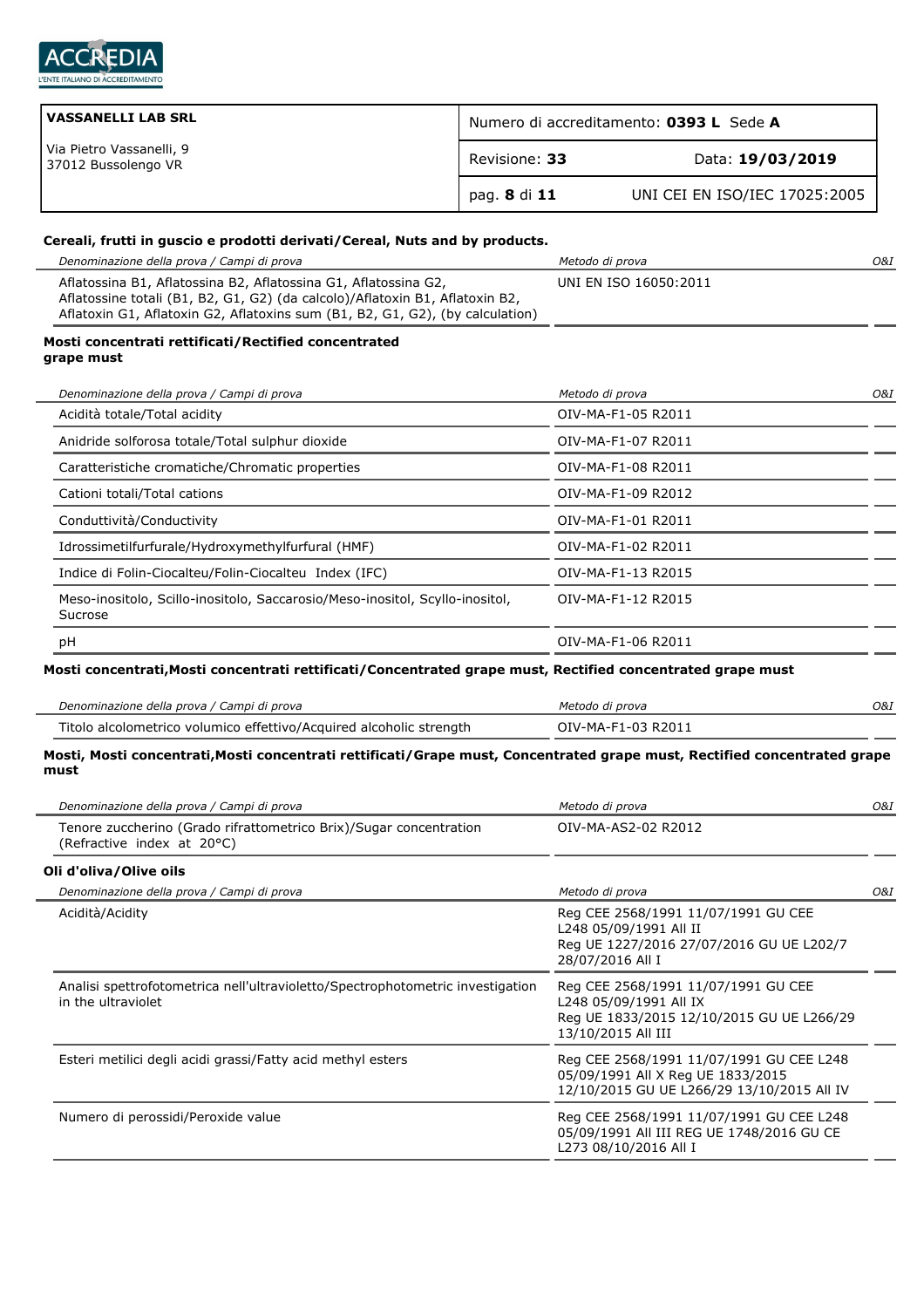| VASSANELLI LAB SRL | Numero di accreditamento: **0393 L** Sede **A** | |
|---|---|---|
| Via Pietro Vassanelli, 9<br>37012 Bussolengo VR | Revisione: **33** | Data: **19/03/2019** |
| | | UNI CEI EN ISO/IEC 17025:2005 |

**Cereali, frutti in guscio e prodotti derivati/Cereal, Nuts and by products.**

| *Denominazione della prova / Campi di prova* | *Metodo di prova* | *O&I* |
|---|---|---|
| Aflatossina B1, Aflatossina B2, Aflatossina G1, Aflatossina G2, Aflatossine totali (B1, B2, G1, G2) (da calcolo)/Aflatoxin B1, Aflatoxin B2, Aflatoxin G1, Aflatoxin G2, Aflatoxins sum (B1, B2, G1, G2), (by calculation) | UNI EN ISO 16050:2011 | |

**Mosti concentrati rettificati/Rectified concentrated grape must**

| *Denominazione della prova / Campi di prova* | *Metodo di prova* | *O&I* |
|---|---|---|
| Acidità totale/Total acidity | OIV-MA-F1-05 R2011 | |
| Anidride solforosa totale/Total sulphur dioxide | OIV-MA-F1-07 R2011 | |
| Caratteristiche cromatiche/Chromatic properties | OIV-MA-F1-08 R2011 | |
| Cationi totali/Total cations | OIV-MA-F1-09 R2012 | |
| Conduttività/Conductivity | OIV-MA-F1-01 R2011 | |
| Idrossimetilfurfurale/Hydroxymethylfurfural (HMF) | OIV-MA-F1-02 R2011 | |
| Indice di Folin-Ciocalteu/Folin-Ciocalteu Index (IFC) | OIV-MA-F1-13 R2015 | |
| Meso-inositolo, Scillo-inositolo, Saccarosio/Meso-inositol, Scyllo-inositol, Sucrose | OIV-MA-F1-12 R2015 | |
| pH | OIV-MA-F1-06 R2011 | |

**Mosti concentrati,Mosti concentrati rettificati/Concentrated grape must, Rectified concentrated grape must**

| *Denominazione della prova / Campi di prova* | *Metodo di prova* | *O&I* |
|---|---|---|
| Titolo alcolometrico volumico effettivo/Acquired alcoholic strength | OIV-MA-F1-03 R2011 | |

**Mosti, Mosti concentrati,Mosti concentrati rettificati/Grape must, Concentrated grape must, Rectified concentrated grape must**

| *Denominazione della prova / Campi di prova* | *Metodo di prova* | *O&I* |
|---|---|---|
| Tenore zuccherino (Grado rifrattometrico Brix)/Sugar concentration (Refractive index at 20°C) | OIV-MA-AS2-02 R2012 | |

**Oli d'oliva/Olive oils**

| *Denominazione della prova / Campi di prova* | *Metodo di prova* | *O&I* |
|---|---|---|
| Acidità/Acidity | Reg CEE 2568/1991 11/07/1991 GU CEE L248 05/09/1991 All II<br>Reg UE 1227/2016 27/07/2016 GU UE L202/7 28/07/2016 All I | |
| Analisi spettrofotometrica nell'ultravioletto/Spectrophotometric investigation in the ultraviolet | Reg CEE 2568/1991 11/07/1991 GU CEE L248 05/09/1991 All IX<br>Reg UE 1833/2015 12/10/2015 GU UE L266/29 13/10/2015 All III | |
| Esteri metilici degli acidi grassi/Fatty acid methyl esters | Reg CEE 2568/1991 11/07/1991 GU CEE L248 05/09/1991 All X Reg UE 1833/2015 12/10/2015 GU UE L266/29 13/10/2015 All IV | |
| Numero di perossidi/Peroxide value | Reg CEE 2568/1991 11/07/1991 GU CEE L248 05/09/1991 All III REG UE 1748/2016 GU CE L273 08/10/2016 All I | |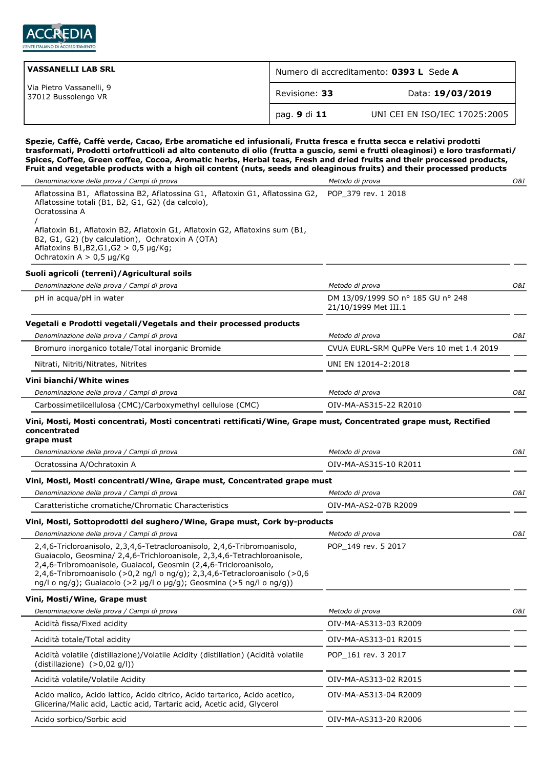| VASSANELLI LAB SRL | Numero di accreditamento: **0393 L** Sede **A** | |
|---|---|---|
| Via Pietro Vassanelli, 9<br>37012 Bussolengo VR | Revisione: **33** | Data: **19/03/2019** |
| | pag. **9** di **11** | UNI CEI EN ISO/IEC 17025:2005 |

**Spezie, Caffè, Caffè verde, Cacao, Erbe aromatiche ed infusionali, Frutta fresca e frutta secca e relativi prodotti trasformati, Prodotti ortofrutticoli ad alto contenuto di olio (frutta a guscio, semi e frutti oleaginosi) e loro trasformati/ Spices, Coffee, Green coffee, Cocoa, Aromatic herbs, Herbal teas, Fresh and dried fruits and their processed products, Fruit and vegetable products with a high oil content (nuts, seeds and oleaginous fruits) and their processed products**

| *Denominazione della prova / Campi di prova* | *Metodo di prova* | *O&I* |
|---|---|---|
| Aflatossina B1, Aflatossina B2, Aflatossina G1, Aflatoxin G1, Aflatossina G2, Aflatossine totali (B1, B2, G1, G2) (da calcolo), Ocratossina A / Aflatoxin B1, Aflatoxin B2, Aflatoxin G1, Aflatoxin G2, Aflatoxins sum (B1, B2, G1, G2) (by calculation), Ochratoxin A (OTA) Aflatoxins B1,B2,G1,G2 > 0,5 µg/Kg; Ochratoxin A > 0,5 µg/Kg | POP_379 rev. 1 2018 | |

**Suoli agricoli (terreni)/Agricultural soils**

| *Denominazione della prova / Campi di prova* | *Metodo di prova* | *O&I* |
|---|---|---|
| pH in acqua/pH in water | DM 13/09/1999 SO n° 185 GU n° 248 21/10/1999 Met III.1 | |

**Vegetali e Prodotti vegetali/Vegetals and their processed products**

| *Denominazione della prova / Campi di prova* | *Metodo di prova* | *O&I* |
|---|---|---|
| Bromuro inorganico totale/Total inorganic Bromide | CVUA EURL-SRM QuPPe Vers 10 met 1.4 2019 | |
| Nitrati, Nitriti/Nitrates, Nitrites | UNI EN 12014-2:2018 | |

**Vini bianchi/White wines**

| *Denominazione della prova / Campi di prova* | *Metodo di prova* | *O&I* |
|---|---|---|
| Carbossimetilcellulosa (CMC)/Carboxymethyl cellulose (CMC) | OIV-MA-AS315-22 R2010 | |

**Vini, Mosti, Mosti concentrati, Mosti concentrati rettificati/Wine, Grape must, Concentrated grape must, Rectified concentrated grape must**

| *Denominazione della prova / Campi di prova* | *Metodo di prova* | *O&I* |
|---|---|---|
| Ocratossina A/Ochratoxin A | OIV-MA-AS315-10 R2011 | |

**Vini, Mosti, Mosti concentrati/Wine, Grape must, Concentrated grape must**

| *Denominazione della prova / Campi di prova* | *Metodo di prova* | *O&I* |
|---|---|---|
| Caratteristiche cromatiche/Chromatic Characteristics | OIV-MA-AS2-07B R2009 | |

**Vini, Mosti, Sottoprodotti del sughero/Wine, Grape must, Cork by-products**

| *Denominazione della prova / Campi di prova* | *Metodo di prova* | *O&I* |
|---|---|---|
| 2,4,6-Tricloroanisolo, 2,3,4,6-Tetracloroanisolo, 2,4,6-Tribromoanisolo, Guaiacolo, Geosmina/ 2,4,6-Trichloroanisole, 2,3,4,6-Tetrachloroanisole, 2,4,6-Tribromoanisole, Guaiacol, Geosmin (2,4,6-Tricloroanisolo, 2,4,6-Tribromoanisolo (>0,2 ng/l o ng/g); 2,3,4,6-Tetracloroanisolo (>0,6 ng/l o ng/g); Guaiacolo (>2 µg/l o µg/g); Geosmina (>5 ng/l o ng/g)) | POP_149 rev. 5 2017 | |

**Vini, Mosti/Wine, Grape must**

| *Denominazione della prova / Campi di prova* | *Metodo di prova* | *O&I* |
|---|---|---|
| Acidità fissa/Fixed acidity | OIV-MA-AS313-03 R2009 | |
| Acidità totale/Total acidity | OIV-MA-AS313-01 R2015 | |
| Acidità volatile (distillazione)/Volatile Acidity (distillation) (Acidità volatile (distillazione) (>0,02 g/l)) | POP_161 rev. 3 2017 | |
| Acidità volatile/Volatile Acidity | OIV-MA-AS313-02 R2015 | |
| Acido malico, Acido lattico, Acido citrico, Acido tartarico, Acido acetico, Glicerina/Malic acid, Lactic acid, Tartaric acid, Acetic acid, Glycerol | OIV-MA-AS313-04 R2009 | |
| Acido sorbico/Sorbic acid | OIV-MA-AS313-20 R2006 | |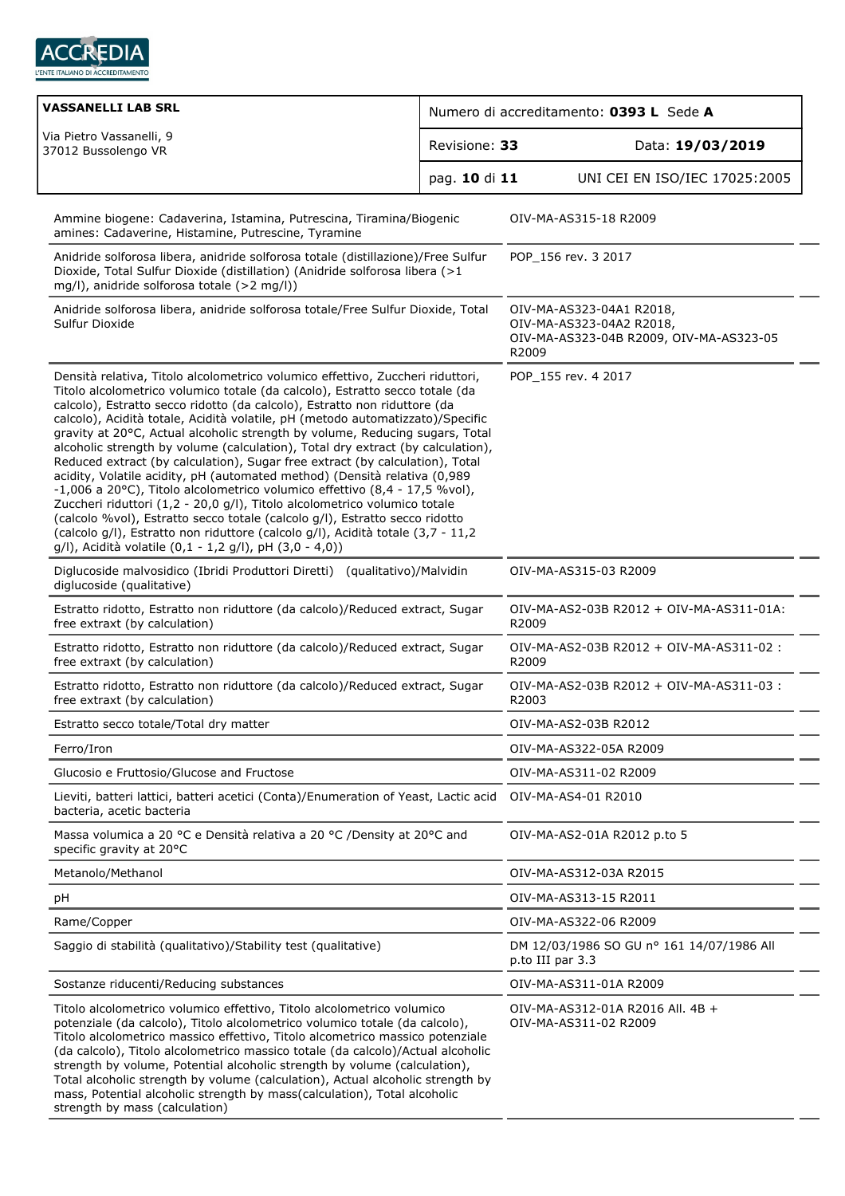| VASSANELLI LAB SRL<br>Via Pietro Vassanelli, 9<br>37012 Bussolengo VR | Numero di accreditamento: **0393 L** Sede **A** | |
|---|---|---|
| | Revisione: **33** | Data: **19/03/2019** |
| | | UNI CEI EN ISO/IEC 17025:2005 |

| | |
|---|---|
| Ammine biogene: Cadaverina, Istamina, Putrescina, Tiramina/Biogenic amines: Cadaverine, Histamine, Putrescine, Tyramine | OIV-MA-AS315-18 R2009 |
| Anidride solforosa libera, anidride solforosa totale (distillazione)/Free Sulfur Dioxide, Total Sulfur Dioxide (distillation) (Anidride solforosa libera (>1 mg/l), anidride solforosa totale (>2 mg/l)) | POP_156 rev. 3 2017 |
| Anidride solforosa libera, anidride solforosa totale/Free Sulfur Dioxide, Total Sulfur Dioxide | OIV-MA-AS323-04A1 R2018, OIV-MA-AS323-04A2 R2018, OIV-MA-AS323-04B R2009, OIV-MA-AS323-05 R2009 |
| Densità relativa, Titolo alcolometrico volumico effettivo, Zuccheri riduttori, Titolo alcolometrico volumico totale (da calcolo), Estratto secco totale (da calcolo), Estratto secco ridotto (da calcolo), Estratto non riduttore (da calcolo), Acidità totale, Acidità volatile, pH (metodo automatizzato)/Specific gravity at 20°C, Actual alcoholic strength by volume, Reducing sugars, Total alcoholic strength by volume (calculation), Total dry extract (by calculation), Reduced extract (by calculation), Sugar free extract (by calculation), Total acidity, Volatile acidity, pH (automated method) (Densità relativa (0,989 -1,006 a 20°C), Titolo alcolometrico volumico effettivo (8,4 - 17,5 %vol), Zuccheri riduttori (1,2 - 20,0 g/l), Titolo alcolometrico volumico totale (calcolo %vol), Estratto secco totale (calcolo g/l), Estratto secco ridotto (calcolo g/l), Estratto non riduttore (calcolo g/l), Acidità totale (3,7 - 11,2 g/l), Acidità volatile (0,1 - 1,2 g/l), pH (3,0 - 4,0)) | POP_155 rev. 4 2017 |
| Diglucoside malvosidico (Ibridi Produttori Diretti) (qualitativo)/Malvidin diglucoside (qualitative) | OIV-MA-AS315-03 R2009 |
| Estratto ridotto, Estratto non riduttore (da calcolo)/Reduced extract, Sugar free extract (by calculation) | OIV-MA-AS2-03B R2012 + OIV-MA-AS311-01A: R2009 |
| Estratto ridotto, Estratto non riduttore (da calcolo)/Reduced extract, Sugar free extract (by calculation) | OIV-MA-AS2-03B R2012 + OIV-MA-AS311-02 : R2009 |
| Estratto ridotto, Estratto non riduttore (da calcolo)/Reduced extract, Sugar free extract (by calculation) | OIV-MA-AS2-03B R2012 + OIV-MA-AS311-03 : R2003 |
| Estratto secco totale/Total dry matter | OIV-MA-AS2-03B R2012 |
| Ferro/Iron | OIV-MA-AS322-05A R2009 |
| Glucosio e Fruttosio/Glucose and Fructose | OIV-MA-AS311-02 R2009 |
| Lieviti, batteri lattici, batteri acetici (Conta)/Enumeration of Yeast, Lactic acid bacteria, acetic bacteria | OIV-MA-AS4-01 R2010 |
| Massa volumica a 20 °C e Densità relativa a 20 °C /Density at 20°C and specific gravity at 20°C | OIV-MA-AS2-01A R2012 p.to 5 |
| Metanolo/Methanol | OIV-MA-AS312-03A R2015 |
| pH | OIV-MA-AS313-15 R2011 |
| Rame/Copper | OIV-MA-AS322-06 R2009 |
| Saggio di stabilità (qualitativo)/Stability test (qualitative) | DM 12/03/1986 SO GU n° 161 14/07/1986 All p.to III par 3.3 |
| Sostanze riducenti/Reducing substances | OIV-MA-AS311-01A R2009 |
| Titolo alcolometrico volumico effettivo, Titolo alcolometrico volumico potenziale (da calcolo), Titolo alcolometrico volumico totale (da calcolo), Titolo alcolometrico massico effettivo, Titolo alcometrico massico potenziale (da calcolo), Titolo alcolometrico massico totale (da calcolo)/Actual alcoholic strength by volume, Potential alcoholic strength by volume (calculation), Total alcoholic strength by volume (calculation), Actual alcoholic strength by mass, Potential alcoholic strength by mass(calculation), Total alcoholic strength by mass (calculation) | OIV-MA-AS312-01A R2016 All. 4B + OIV-MA-AS311-02 R2009 |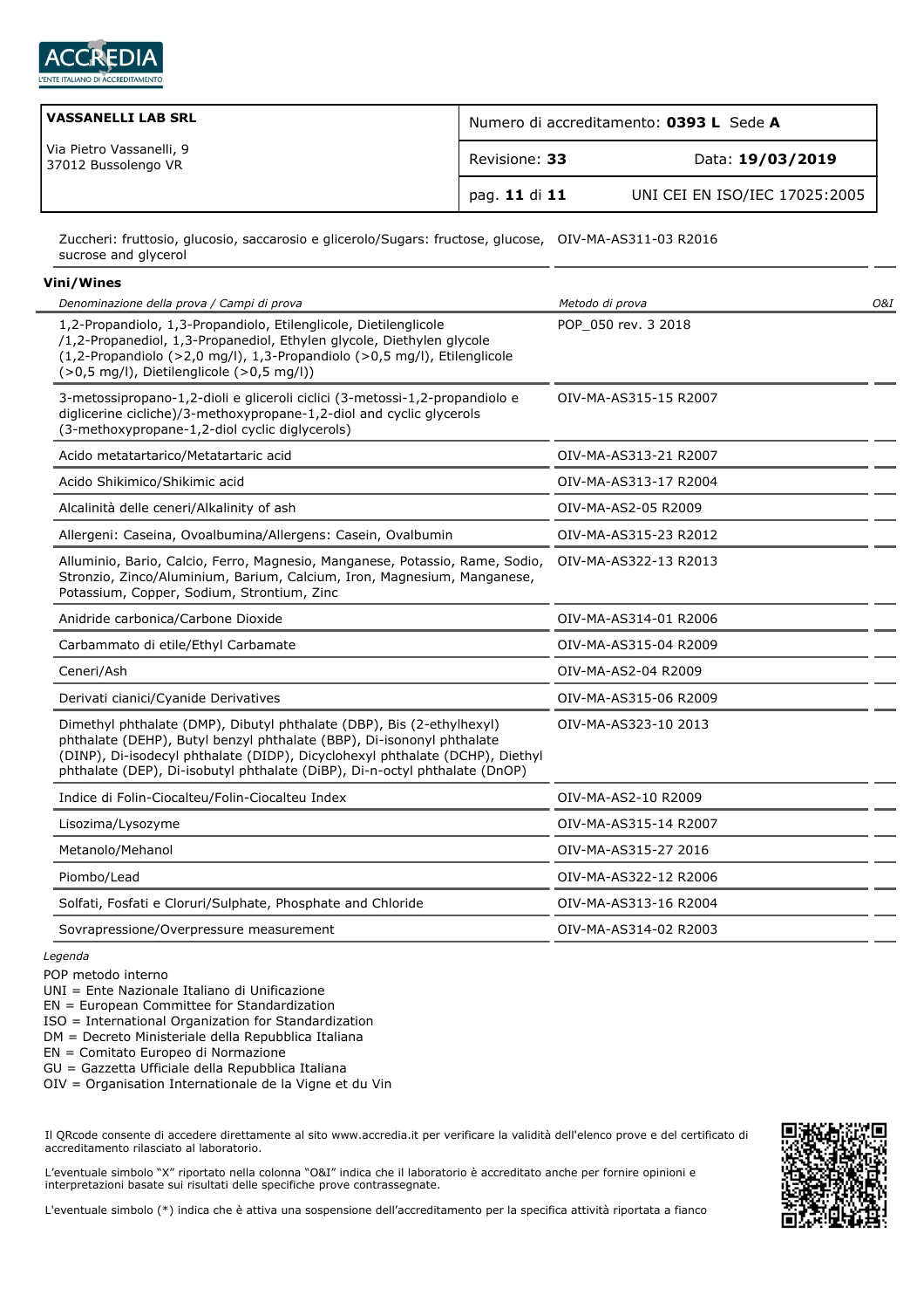| VASSANELLI LAB SRL<br>Via Pietro Vassanelli, 9<br>37012 Bussolengo VR | Numero di accreditamento: **0393 L** Sede **A** | |
|---|---|---|
| | Revisione: **33** | Data: **19/03/2019** |
| | pag. **11** di **11** | UNI CEI EN ISO/IEC 17025:2005 |

| | | |
|---|---|---|
| Zuccheri: fruttosio, glucosio, saccarosio e glicerolo/Sugars: fructose, glucose, sucrose and glycerol | OIV-MA-AS311-03 R2016 | |

**Vini/Wines**

| *Denominazione della prova / Campi di prova* | *Metodo di prova* | *O&I* |
|---|---|---|
| 1,2-Propandiolo, 1,3-Propandiolo, Etilenglicole, Dietilenglicole /1,2-Propanediol, 1,3-Propanediol, Ethylen glycole, Diethylen glycole (1,2-Propandiolo (>2,0 mg/l), 1,3-Propandiolo (>0,5 mg/l), Etilenglicole (>0,5 mg/l), Dietilenglicole (>0,5 mg/l)) | POP_050 rev. 3 2018 | |
| 3-metossipropano-1,2-dioli e glicerolo ciclici (3-metossi-1,2-propandiolo e diglicerine cicliche)/3-methoxypropane-1,2-diol and cyclic glycerols (3-methoxypropane-1,2-diol cyclic diglycerols) | OIV-MA-AS315-15 R2007 | |
| Acido metatartarico/Metatartaric acid | OIV-MA-AS313-21 R2007 | |
| Acido Shikimico/Shikimic acid | OIV-MA-AS313-17 R2004 | |
| Alcalinità delle ceneri/Alkalinity of ash | OIV-MA-AS2-05 R2009 | |
| Allergeni: Caseina, Ovoalbumina/Allergens: Casein, Ovalbumin | OIV-MA-AS315-23 R2012 | |
| Alluminio, Bario, Calcio, Ferro, Magnesio, Manganese, Potassio, Rame, Sodio, Stronzio, Zinco/Aluminium, Barium, Calcium, Iron, Magnesium, Manganese, Potassium, Copper, Sodium, Strontium, Zinc | OIV-MA-AS322-13 R2013 | |
| Anidride carbonica/Carbone Dioxide | OIV-MA-AS314-01 R2006 | |
| Carbammato di etile/Ethyl Carbamate | OIV-MA-AS315-04 R2009 | |
| Ceneri/Ash | OIV-MA-AS2-04 R2009 | |
| Derivati cianici/Cyanide Derivatives | OIV-MA-AS315-06 R2009 | |
| Dimethyl phthalate (DMP), Dibutyl phthalate (DBP), Bis (2-ethylhexyl) phthalate (DEHP), Butyl benzyl phthalate (BBP), Di-isononyl phthalate (DINP), Di-isodecyl phthalate (DIDP), Dicyclohexyl phthalate (DCHP), Diethyl phthalate (DEP), Di-isobutyl phthalate (DiBP), Di-n-octyl phthalate (DnOP) | OIV-MA-AS323-10 2013 | |
| Indice di Folin-Ciocalteu/Folin-Ciocalteu Index | OIV-MA-AS2-10 R2009 | |
| Lisozima/Lysozyme | OIV-MA-AS315-14 R2007 | |
| Metanolo/Mehanol | OIV-MA-AS315-27 2016 | |
| Piombo/Lead | OIV-MA-AS322-12 R2006 | |
| Solfati, Fosfati e Cloruri/Sulphate, Phosphate and Chloride | OIV-MA-AS313-16 R2004 | |
| Sovrapressione/Overpressure measurement | OIV-MA-AS314-02 R2003 | |

*Legenda*

POP metodo interno
UNI = Ente Nazionale Italiano di Unificazione
EN = European Committee for Standardization
ISO = International Organization for Standardization
DM = Decreto Ministeriale della Repubblica Italiana
EN = Comitato Europeo di Normazione
GU = Gazzetta Ufficiale della Repubblica Italiana
OIV = Organisation Internationale de la Vigne et du Vin

Il QRcode consente di accedere direttamente al sito www.accredia.it per verificare la validità dell'elenco prove e del certificato di accreditamento rilasciato al laboratorio.

L'eventuale simbolo "X" riportato nella colonna "O&I" indica che il laboratorio è accreditato anche per fornire opinioni e interpretazioni basate sui risultati delle specifiche prove contrassegnate.

L'eventuale simbolo (*) indica che è attiva una sospensione dell'accreditamento per la specifica attività riportata a fianco